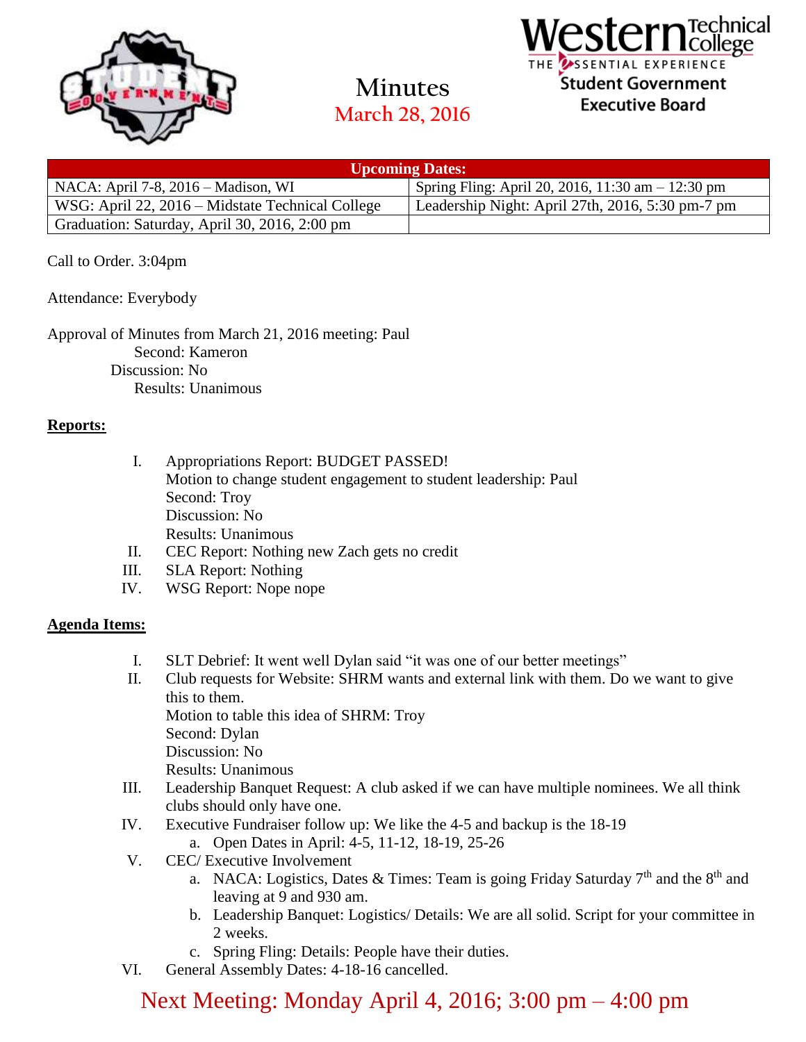# Minutes

## March 28, 2016

Western Technical College
THE ESSENTIAL EXPERIENCE
Student Government
Executive Board

| Upcoming Dates: | |
|---|---|
| NACA: April 7-8, 2016 – Madison, WI | Spring Fling: April 20, 2016, 11:30 am – 12:30 pm |
| WSG: April 22, 2016 – Midstate Technical College | Leadership Night: April 27th, 2016, 5:30 pm-7 pm |
| Graduation: Saturday, April 30, 2016, 2:00 pm | |

Call to Order. 3:04pm

Attendance: Everybody

Approval of Minutes from March 21, 2016 meeting: Paul
Second: Kameron
Discussion: No
Results: Unanimous

**Reports:**

I. Appropriations Report: BUDGET PASSED!
Motion to change student engagement to student leadership: Paul
Second: Troy
Discussion: No
Results: Unanimous

II. CEC Report: Nothing new Zach gets no credit

III. SLA Report: Nothing

IV. WSG Report: Nope nope

**Agenda Items:**

I. SLT Debrief: It went well Dylan said "it was one of our better meetings"

II. Club requests for Website: SHRM wants and external link with them. Do we want to give this to them.
Motion to table this idea of SHRM: Troy
Second: Dylan
Discussion: No
Results: Unanimous

III. Leadership Banquet Request: A club asked if we can have multiple nominees. We all think clubs should only have one.

IV. Executive Fundraiser follow up: We like the 4-5 and backup is the 18-19
   a. Open Dates in April: 4-5, 11-12, 18-19, 25-26

V. CEC/ Executive Involvement
   a. NACA: Logistics, Dates & Times: Team is going Friday Saturday 7th and the 8th and leaving at 9 and 930 am.
   b. Leadership Banquet: Logistics/ Details: We are all solid. Script for your committee in 2 weeks.
   c. Spring Fling: Details: People have their duties.

VI. General Assembly Dates: 4-18-16 cancelled.

Next Meeting: Monday April 4, 2016; 3:00 pm – 4:00 pm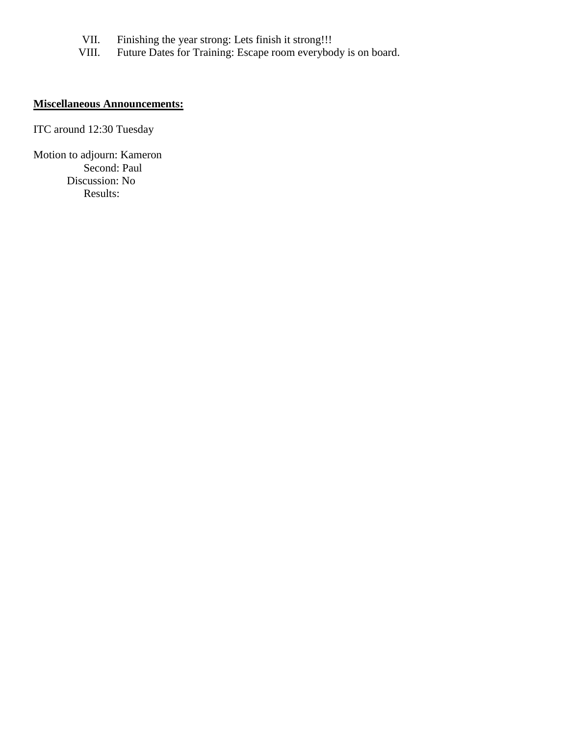VII. Finishing the year strong: Lets finish it strong!!!
VIII. Future Dates for Training: Escape room everybody is on board.

**<u>Miscellaneous Announcements:</u>**

ITC around 12:30 Tuesday

Motion to adjourn: Kameron
Second: Paul
Discussion: No
Results: